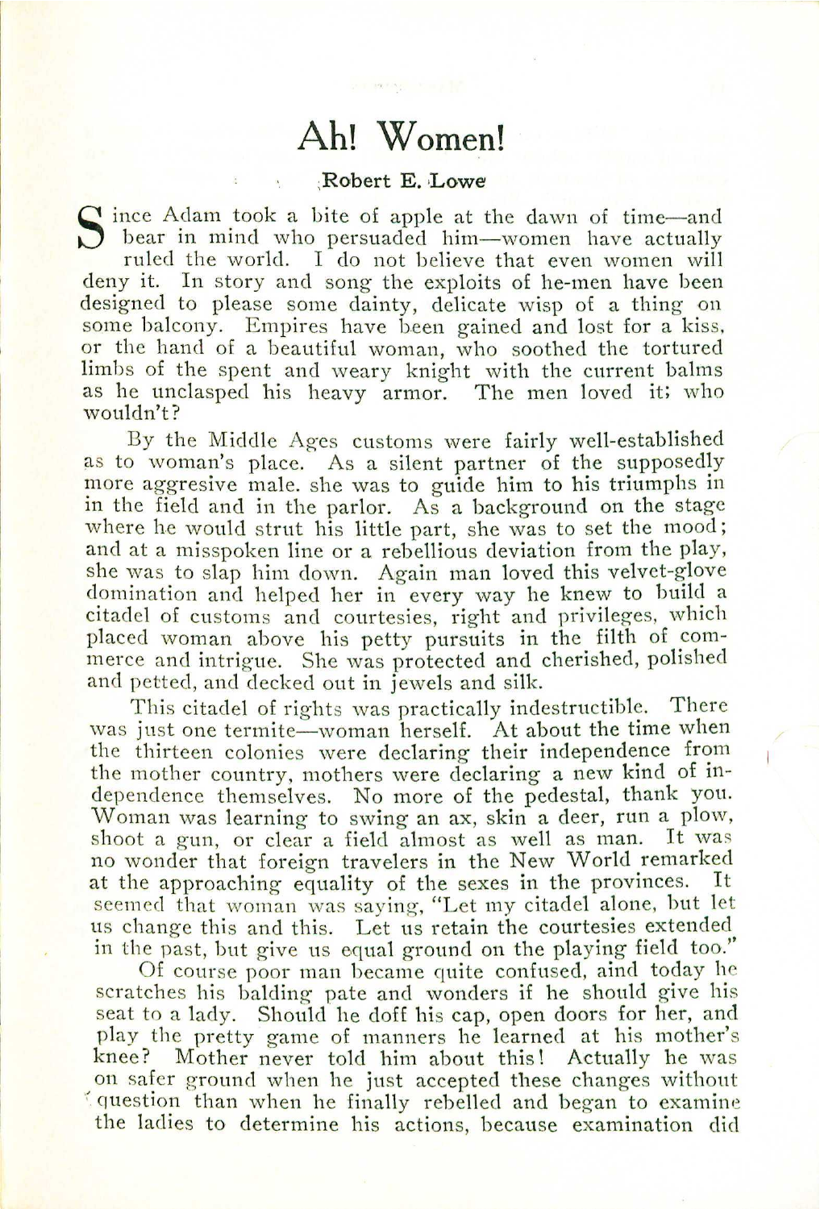# Ah! Women!

Robert E. Lowe

Since Adam took a bite of apple at the dawn of time—and bear in mind who persuaded him—women have actually ruled the world. I do not believe that even women will deny it. In story and song the exploits of he-men have been designed to please some dainty, delicate wisp of a thing on some balcony. Empires have been gained and lost for a kiss, or the hand of a beautiful woman, who soothed the tortured limbs of the spent and weary knight with the current balms as he unclasped his heavy armor. The men loved it; who wouldn't?

By the Middle Ages customs were fairly well-established as to woman's place. As a silent partner of the supposedly more aggresive male. she was to guide him to his triumphs in in the field and in the parlor. As a background on the stage where he would strut his little part, she was to set the mood; and at a misspoken line or a rebellious deviation from the play, she was to slap him down. Again man loved this velvet-glove domination and helped her in every way he knew to build a citadel of customs and courtesies, right and privileges, which placed woman above his petty pursuits in the filth of commerce and intrigue. She was protected and cherished, polished and petted, and decked out in jewels and silk.

This citadel of rights was practically indestructible. There was just one termite—woman herself. At about the time when the thirteen colonies were declaring their independence from the mother country, mothers were declaring a new kind of independence themselves. No more of the pedestal, thank you. Woman was learning to swing an ax, skin a deer, run a plow, shoot a gun, or clear a field almost as well as man. It was no wonder that foreign travelers in the New World remarked at the approaching equality of the sexes in the provinces. It seemed that woman was saying, "Let my citadel alone, but let us change this and this. Let us retain the courtesies extended in the past, but give us equal ground on the playing field too."

Of course poor man became quite confused, aind today he scratches his balding pate and wonders if he should give his seat to a lady. Should he doff his cap, open doors for her, and play the pretty game of manners he learned at his mother's knee? Mother never told him about this! Actually he was on safer ground when he just accepted these changes without question than when he finally rebelled and began to examine the ladies to determine his actions, because examination did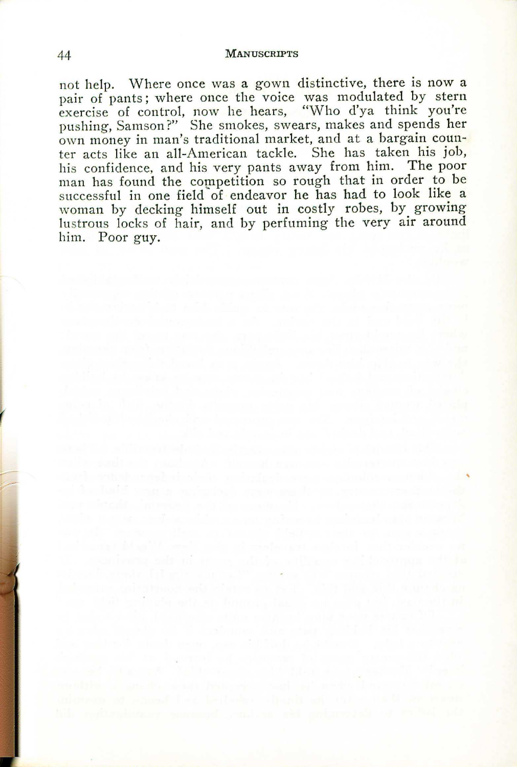not help. Where once was a gown distinctive, there is now a pair of pants; where once the voice was modulated by stern exercise of control, now he hears, "Who d'ya think you're pushing, Samson?" She smokes, swears, makes and spends her own money in man's traditional market, and at a bargain counter acts like an all-American tackle. She has taken his job, his confidence, and his very pants away from him. The poor man has found the competition so rough that in order to be successful in one field of endeavor he has had to look like a woman by decking himself out in costly robes, by growing lustrous locks of hair, and by perfuming the very air around him. Poor guy.